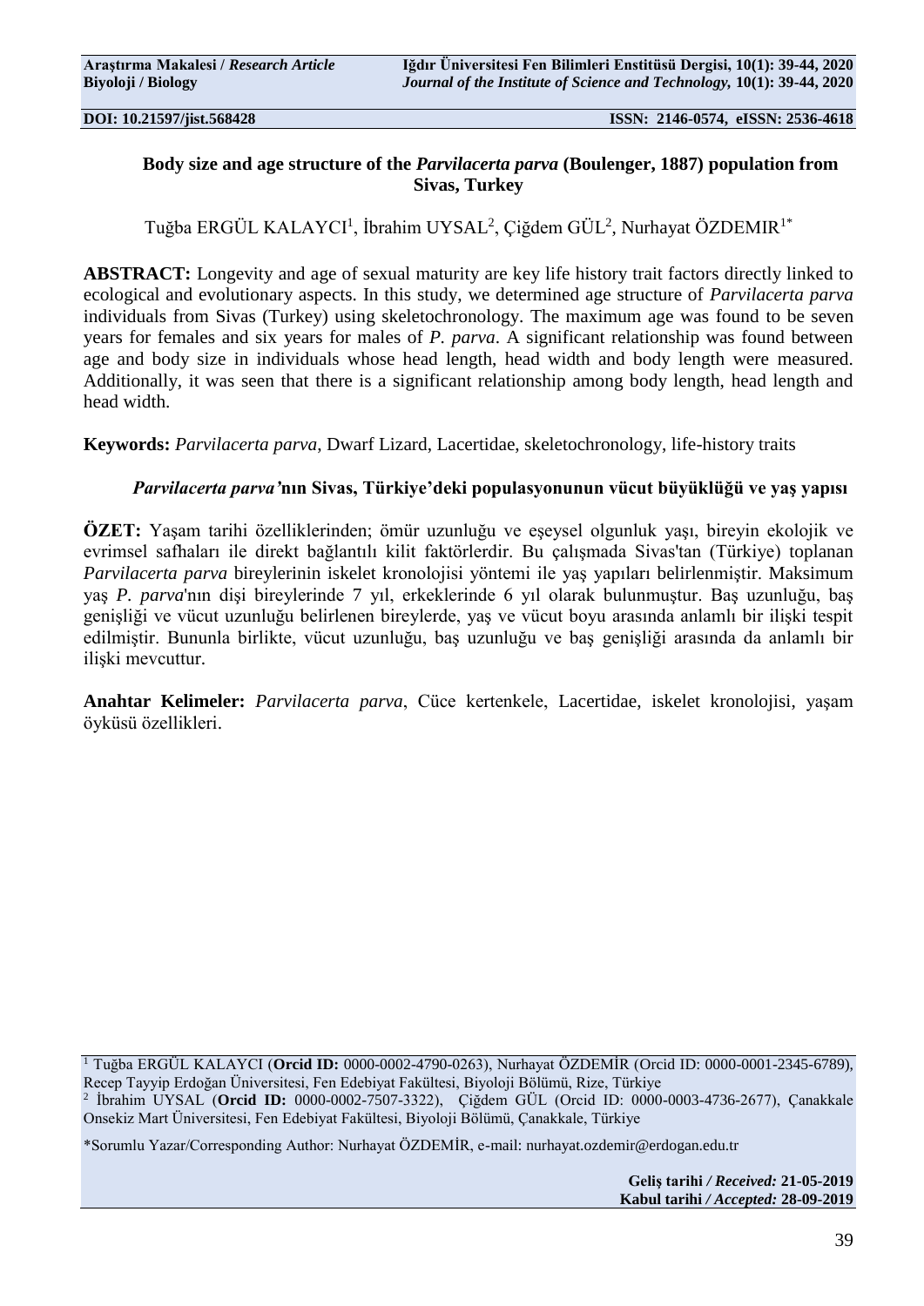**DOI: 10.21597/jist.568428** **ISSN: 2146-0574, eISSN: 2536-4618**

# Body size and age structure of the *Parvilacerta parva* (Boulenger, 1887) population from Sivas, Turkey

Tuğba ERGÜL KALAYCI[1], İbrahim UYSAL[2], Çiğdem GÜL[2], Nurhayat ÖZDEMIR[1*]

**ABSTRACT:** Longevity and age of sexual maturity are key life history trait factors directly linked to ecological and evolutionary aspects. In this study, we determined age structure of *Parvilacerta parva* individuals from Sivas (Turkey) using skeletochronology. The maximum age was found to be seven years for females and six years for males of *P. parva*. A significant relationship was found between age and body size in individuals whose head length, head width and body length were measured. Additionally, it was seen that there is a significant relationship among body length, head length and head width.

**Keywords:** *Parvilacerta parva*, Dwarf Lizard, Lacertidae, skeletochronology, life-history traits

## *Parvilacerta parva'*nın Sivas, Türkiye'deki popülasyonunun vücut büyüklüğü ve yaş yapısı

**ÖZET:** Yaşam tarihi özelliklerinden; ömür uzunluğu ve eşeysel olgunluk yaşı, bireyin ekolojik ve evrimsel safhaları ile direkt bağlantılı kilit faktörlerdir. Bu çalışmada Sivas'tan (Türkiye) toplanan *Parvilacerta parva* bireylerinin iskelet kronolojisi yöntemi ile yaş yapıları belirlenmiştir. Maksimum yaş *P. parva*'nın dişi bireylerinde 7 yıl, erkeklerinde 6 yıl olarak bulunmuştur. Baş uzunluğu, baş genişliği ve vücut uzunluğu belirlenen bireylerde, yaş ve vücut boyu arasında anlamlı bir ilişki tespit edilmiştir. Bununla birlikte, vücut uzunluğu, baş uzunluğu ve baş genişliği arasında da anlamlı bir ilişki mevcuttur.

**Anahtar Kelimeler:** *Parvilacerta parva*, Cüce kertenkele, Lacertidae, iskelet kronolojisi, yaşam öyküsü özellikleri.

---

[1] Tuğba ERGÜL KALAYCI (**Orcid ID:** 0000-0002-4790-0263), Nurhayat ÖZDEMİR (Orcid ID: 0000-0001-2345-6789), Recep Tayyip Erdoğan Üniversitesi, Fen Edebiyat Fakültesi, Biyoloji Bölümü, Rize, Türkiye

[2] İbrahim UYSAL (**Orcid ID:** 0000-0002-7507-3322), Çiğdem GÜL (Orcid ID: 0000-0003-4736-2677), Çanakkale Onsekiz Mart Üniversitesi, Fen Edebiyat Fakültesi, Biyoloji Bölümü, Çanakkale, Türkiye

*Sorumlu Yazar/Corresponding Author: Nurhayat ÖZDEMİR, e-mail: nurhayat.ozdemir@erdogan.edu.tr

**Geliş tarihi / *Received:* 21-05-2019**
**Kabul tarihi / *Accepted:* 28-09-2019**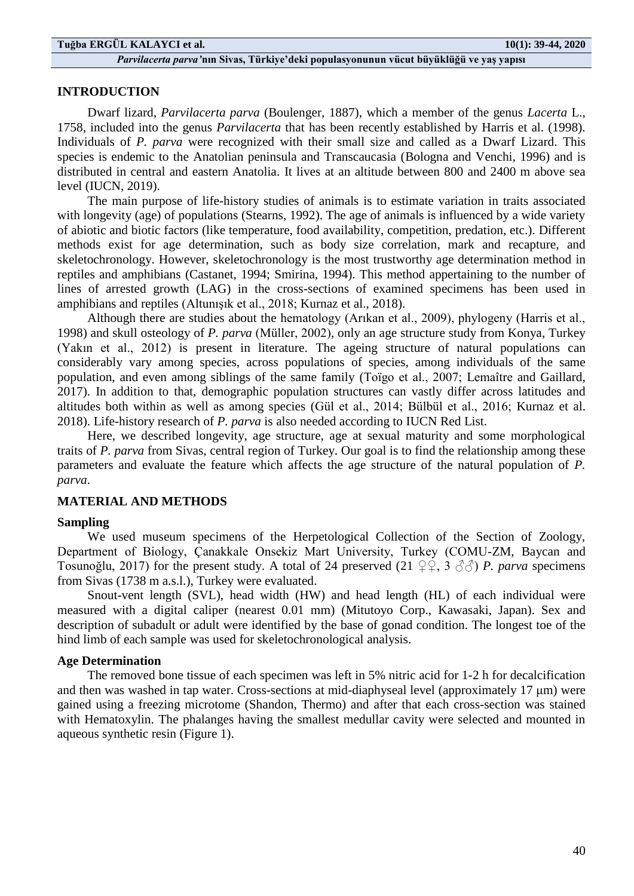## INTRODUCTION

Dwarf lizard, *Parvilacerta parva* (Boulenger, 1887), which a member of the genus *Lacerta* L., 1758, included into the genus *Parvilacerta* that has been recently established by Harris et al. (1998). Individuals of *P. parva* were recognized with their small size and called as a Dwarf Lizard. This species is endemic to the Anatolian peninsula and Transcaucasia (Bologna and Venchi, 1996) and is distributed in central and eastern Anatolia. It lives at an altitude between 800 and 2400 m above sea level (IUCN, 2019).

The main purpose of life-history studies of animals is to estimate variation in traits associated with longevity (age) of populations (Stearns, 1992). The age of animals is influenced by a wide variety of abiotic and biotic factors (like temperature, food availability, competition, predation, etc.). Different methods exist for age determination, such as body size correlation, mark and recapture, and skeletochronology. However, skeletochronology is the most trustworthy age determination method in reptiles and amphibians (Castanet, 1994; Smirina, 1994). This method appertaining to the number of lines of arrested growth (LAG) in the cross-sections of examined specimens has been used in amphibians and reptiles (Altunışık et al., 2018; Kurnaz et al., 2018).

Although there are studies about the hematology (Arıkan et al., 2009), phylogeny (Harris et al., 1998) and skull osteology of *P. parva* (Müller, 2002), only an age structure study from Konya, Turkey (Yakın et al., 2012) is present in literature. The ageing structure of natural populations can considerably vary among species, across populations of species, among individuals of the same population, and even among siblings of the same family (Toïgo et al., 2007; Lemaître and Gaillard, 2017). In addition to that, demographic population structures can vastly differ across latitudes and altitudes both within as well as among species (Gül et al., 2014; Bülbül et al., 2016; Kurnaz et al. 2018). Life-history research of *P. parva* is also needed according to IUCN Red List.

Here, we described longevity, age structure, age at sexual maturity and some morphological traits of *P. parva* from Sivas, central region of Turkey. Our goal is to find the relationship among these parameters and evaluate the feature which affects the age structure of the natural population of *P. parva*.

## MATERIAL AND METHODS

### Sampling

We used museum specimens of the Herpetological Collection of the Section of Zoology, Department of Biology, Çanakkale Onsekiz Mart University, Turkey (COMU-ZM, Baycan and Tosunoğlu, 2017) for the present study. A total of 24 preserved (21 ♀♀, 3 ♂♂) *P. parva* specimens from Sivas (1738 m a.s.l.), Turkey were evaluated.

Snout-vent length (SVL), head width (HW) and head length (HL) of each individual were measured with a digital caliper (nearest 0.01 mm) (Mitutoyo Corp., Kawasaki, Japan). Sex and description of subadult or adult were identified by the base of gonad condition. The longest toe of the hind limb of each sample was used for skeletochronological analysis.

### Age Determination

The removed bone tissue of each specimen was left in 5% nitric acid for 1-2 h for decalcification and then was washed in tap water. Cross-sections at mid-diaphyseal level (approximately 17 μm) were gained using a freezing microtome (Shandon, Thermo) and after that each cross-section was stained with Hematoxylin. The phalanges having the smallest medullar cavity were selected and mounted in aqueous synthetic resin (Figure 1).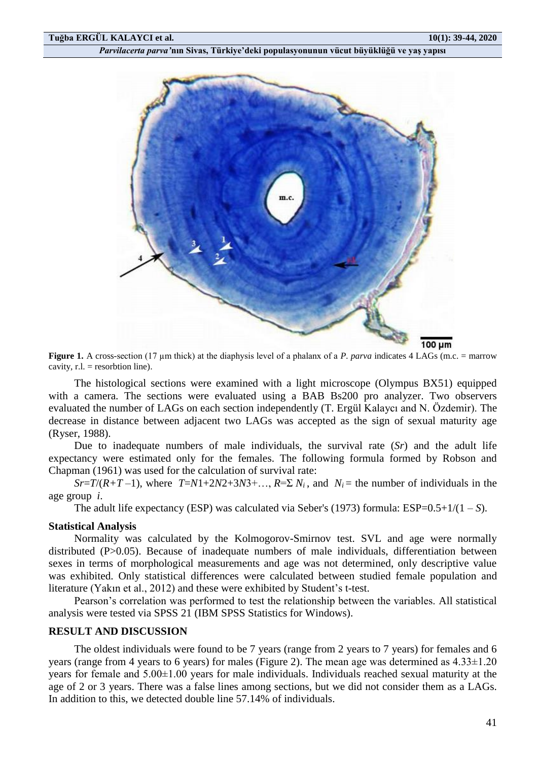**Figure 1.** A cross-section (17 µm thick) at the diaphysis level of a phalanx of a *P. parva* indicates 4 LAGs (m.c. = marrow cavity, r.l. = resorbtion line).

The histological sections were examined with a light microscope (Olympus BX51) equipped with a camera. The sections were evaluated using a BAB Bs200 pro analyzer. Two observers evaluated the number of LAGs on each section independently (T. Ergül Kalaycı and N. Özdemir). The decrease in distance between adjacent two LAGs was accepted as the sign of sexual maturity age (Ryser, 1988).

Due to inadequate numbers of male individuals, the survival rate (*Sr*) and the adult life expectancy were estimated only for the females. The following formula formed by Robson and Chapman (1961) was used for the calculation of survival rate:

$Sr = T/(R+T-1)$, where $T = N1 + 2N2 + 3N3 + \ldots$, $R = \Sigma N_i$, and $N_i$ = the number of individuals in the age group $i$.

The adult life expectancy (ESP) was calculated via Seber's (1973) formula: $ESP = 0.5 + 1/(1 - S)$.

### Statistical Analysis

Normality was calculated by the Kolmogorov-Smirnov test. SVL and age were normally distributed (P>0.05). Because of inadequate numbers of male individuals, differentiation between sexes in terms of morphological measurements and age was not determined, only descriptive value was exhibited. Only statistical differences were calculated between studied female population and literature (Yakın et al., 2012) and these were exhibited by Student's t-test.

Pearson's correlation was performed to test the relationship between the variables. All statistical analysis were tested via SPSS 21 (IBM SPSS Statistics for Windows).

## RESULT AND DISCUSSION

The oldest individuals were found to be 7 years (range from 2 years to 7 years) for females and 6 years (range from 4 years to 6 years) for males (Figure 2). The mean age was determined as 4.33±1.20 years for female and 5.00±1.00 years for male individuals. Individuals reached sexual maturity at the age of 2 or 3 years. There was a false lines among sections, but we did not consider them as a LAGs. In addition to this, we detected double line 57.14% of individuals.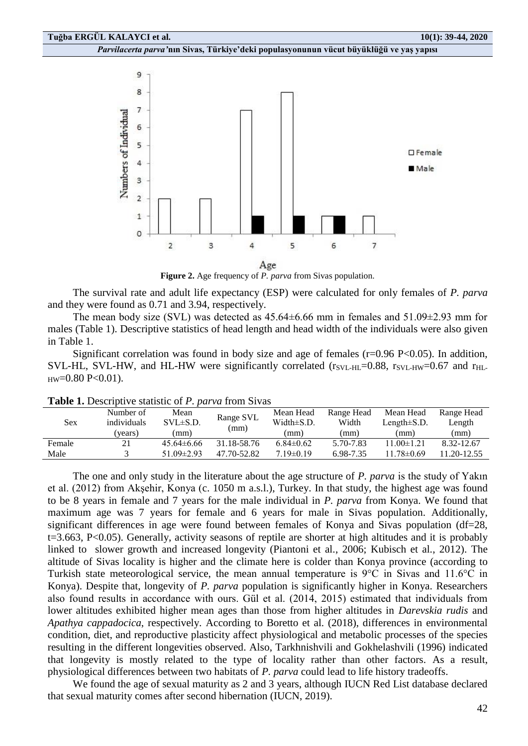**Figure 2.** Age frequency of *P. parva* from Sivas population.

The survival rate and adult life expectancy (ESP) were calculated for only females of *P. parva* and they were found as 0.71 and 3.94, respectively.

The mean body size (SVL) was detected as 45.64±6.66 mm in females and 51.09±2.93 mm for males (Table 1). Descriptive statistics of head length and head width of the individuals were also given in Table 1.

Significant correlation was found in body size and age of females (r=0.96 P<0.05). In addition, SVL-HL, SVL-HW, and HL-HW were significantly correlated ($r_{SVL-HL}$=0.88, $r_{SVL-HW}$=0.67 and $r_{HL-HW}$=0.80 P<0.01).

**Table 1.** Descriptive statistic of *P. parva* from Sivas

| Sex | Number of individuals (years) | Mean SVL±S.D. (mm) | Range SVL (mm) | Mean Head Width±S.D. (mm) | Range Head Width (mm) | Mean Head Length±S.D. (mm) | Range Head Length (mm) |
|---|---|---|---|---|---|---|---|
| Female | 21 | 45.64±6.66 | 31.18-58.76 | 6.84±0.62 | 5.70-7.83 | 11.00±1.21 | 8.32-12.67 |
| Male | 3 | 51.09±2.93 | 47.70-52.82 | 7.19±0.19 | 6.98-7.35 | 11.78±0.69 | 11.20-12.55 |

The one and only study in the literature about the age structure of *P. parva* is the study of Yakın et al. (2012) from Akşehir, Konya (c. 1050 m a.s.l.), Turkey. In that study, the highest age was found to be 8 years in female and 7 years for the male individual in *P. parva* from Konya. We found that maximum age was 7 years for female and 6 years for male in Sivas population. Additionally, significant differences in age were found between females of Konya and Sivas population (df=28, t=3.663, P<0.05). Generally, activity seasons of reptile are shorter at high altitudes and it is probably linked to slower growth and increased longevity (Piantoni et al., 2006; Kubisch et al., 2012). The altitude of Sivas locality is higher and the climate here is colder than Konya province (according to Turkish state meteorological service, the mean annual temperature is 9°C in Sivas and 11.6°C in Konya). Despite that, longevity of *P. parva* population is significantly higher in Konya. Researchers also found results in accordance with ours. Gül et al. (2014, 2015) estimated that individuals from lower altitudes exhibited higher mean ages than those from higher altitudes in *Darevskia rudis* and *Apathya cappadocica*, respectively. According to Boretto et al. (2018), differences in environmental condition, diet, and reproductive plasticity affect physiological and metabolic processes of the species resulting in the different longevities observed. Also, Tarkhnishvili and Gokhelashvili (1996) indicated that longevity is mostly related to the type of locality rather than other factors. As a result, physiological differences between two habitats of *P. parva* could lead to life history tradeoffs.

We found the age of sexual maturity as 2 and 3 years, although IUCN Red List database declared that sexual maturity comes after second hibernation (IUCN, 2019).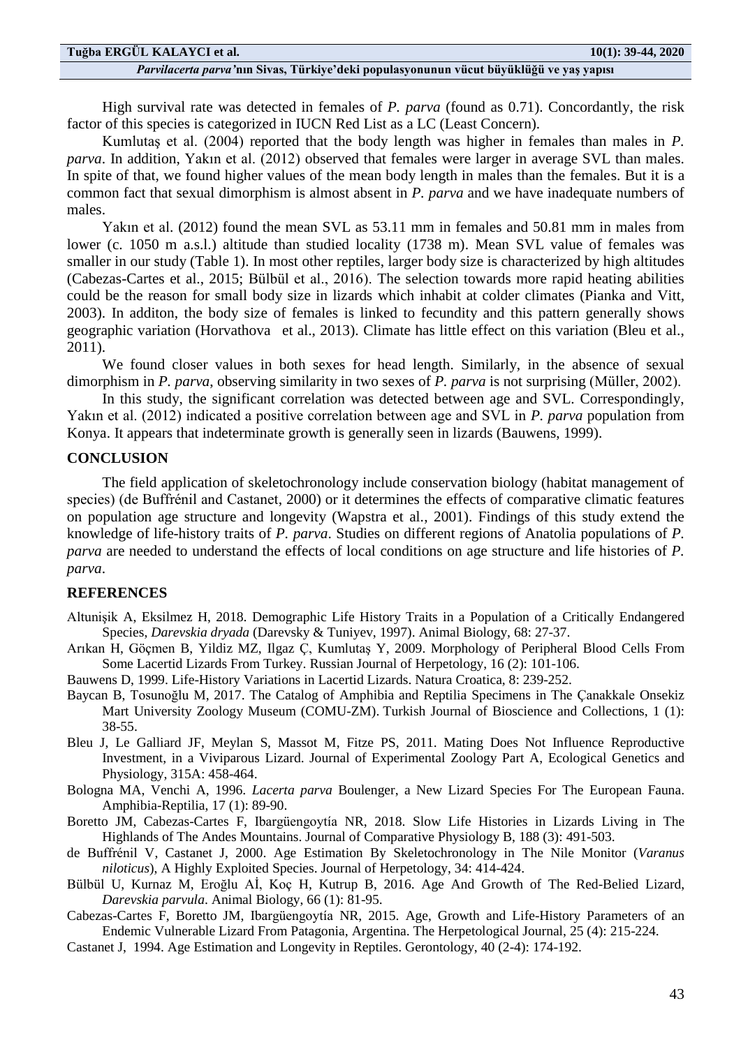High survival rate was detected in females of *P. parva* (found as 0.71). Concordantly, the risk factor of this species is categorized in IUCN Red List as a LC (Least Concern).

Kumlutaş et al. (2004) reported that the body length was higher in females than males in *P. parva*. In addition, Yakın et al. (2012) observed that females were larger in average SVL than males. In spite of that, we found higher values of the mean body length in males than the females. But it is a common fact that sexual dimorphism is almost absent in *P. parva* and we have inadequate numbers of males.

Yakın et al. (2012) found the mean SVL as 53.11 mm in females and 50.81 mm in males from lower (c. 1050 m a.s.l.) altitude than studied locality (1738 m). Mean SVL value of females was smaller in our study (Table 1). In most other reptiles, larger body size is characterized by high altitudes (Cabezas-Cartes et al., 2015; Bülbül et al., 2016). The selection towards more rapid heating abilities could be the reason for small body size in lizards which inhabit at colder climates (Pianka and Vitt, 2003). In additon, the body size of females is linked to fecundity and this pattern generally shows geographic variation (Horvathova et al., 2013). Climate has little effect on this variation (Bleu et al., 2011).

We found closer values in both sexes for head length. Similarly, in the absence of sexual dimorphism in *P. parva*, observing similarity in two sexes of *P. parva* is not surprising (Müller, 2002).

In this study, the significant correlation was detected between age and SVL. Correspondingly, Yakın et al. (2012) indicated a positive correlation between age and SVL in *P. parva* population from Konya. It appears that indeterminate growth is generally seen in lizards (Bauwens, 1999).

## CONCLUSION

The field application of skeletochronology include conservation biology (habitat management of species) (de Buffrénil and Castanet, 2000) or it determines the effects of comparative climatic features on population age structure and longevity (Wapstra et al., 2001). Findings of this study extend the knowledge of life-history traits of *P. parva*. Studies on different regions of Anatolia populations of *P. parva* are needed to understand the effects of local conditions on age structure and life histories of *P. parva*.

## REFERENCES

Altunişik A, Eksilmez H, 2018. Demographic Life History Traits in a Population of a Critically Endangered Species, *Darevskia dryada* (Darevsky & Tuniyev, 1997). Animal Biology, 68: 27-37.

Arıkan H, Göçmen B, Yildiz MZ, Ilgaz Ç, Kumlutaş Y, 2009. Morphology of Peripheral Blood Cells From Some Lacertid Lizards From Turkey. Russian Journal of Herpetology, 16 (2): 101-106.

Bauwens D, 1999. Life-History Variations in Lacertid Lizards. Natura Croatica, 8: 239-252.

Baycan B, Tosunoğlu M, 2017. The Catalog of Amphibia and Reptilia Specimens in The Çanakkale Onsekiz Mart University Zoology Museum (COMU-ZM). Turkish Journal of Bioscience and Collections, 1 (1): 38-55.

Bleu J, Le Galliard JF, Meylan S, Massot M, Fitze PS, 2011. Mating Does Not Influence Reproductive Investment, in a Viviparous Lizard. Journal of Experimental Zoology Part A, Ecological Genetics and Physiology, 315A: 458-464.

Bologna MA, Venchi A, 1996. *Lacerta parva* Boulenger, a New Lizard Species For The European Fauna. Amphibia-Reptilia, 17 (1): 89-90.

Boretto JM, Cabezas-Cartes F, Ibargüengoytía NR, 2018. Slow Life Histories in Lizards Living in The Highlands of The Andes Mountains. Journal of Comparative Physiology B, 188 (3): 491-503.

de Buffrénil V, Castanet J, 2000. Age Estimation By Skeletochronology in The Nile Monitor (*Varanus niloticus*), A Highly Exploited Species. Journal of Herpetology, 34: 414-424.

Bülbül U, Kurnaz M, Eroğlu Aİ, Koç H, Kutrup B, 2016. Age And Growth of The Red-Belied Lizard, *Darevskia parvula*. Animal Biology, 66 (1): 81-95.

Cabezas-Cartes F, Boretto JM, Ibargüengoytía NR, 2015. Age, Growth and Life-History Parameters of an Endemic Vulnerable Lizard From Patagonia, Argentina. The Herpetological Journal, 25 (4): 215-224.

Castanet J, 1994. Age Estimation and Longevity in Reptiles. Gerontology, 40 (2-4): 174-192.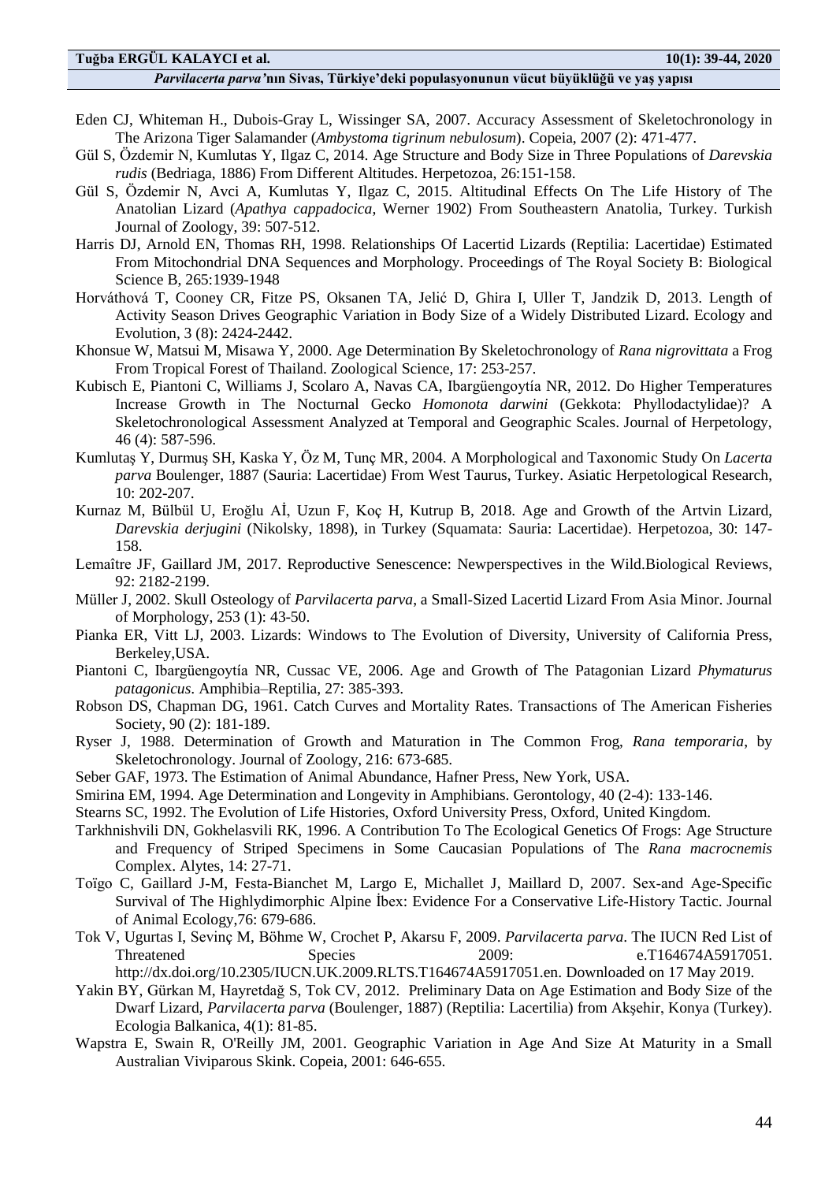Eden CJ, Whiteman H., Dubois-Gray L, Wissinger SA, 2007. Accuracy Assessment of Skeletochronology in The Arizona Tiger Salamander (*Ambystoma tigrinum nebulosum*). Copeia, 2007 (2): 471-477.

Gül S, Özdemir N, Kumlutas Y, Ilgaz C, 2014. Age Structure and Body Size in Three Populations of *Darevskia rudis* (Bedriaga, 1886) From Different Altitudes. Herpetozoa, 26:151-158.

Gül S, Özdemir N, Avci A, Kumlutas Y, Ilgaz C, 2015. Altitudinal Effects On The Life History of The Anatolian Lizard (*Apathya cappadocica*, Werner 1902) From Southeastern Anatolia, Turkey. Turkish Journal of Zoology, 39: 507-512.

Harris DJ, Arnold EN, Thomas RH, 1998. Relationships Of Lacertid Lizards (Reptilia: Lacertidae) Estimated From Mitochondrial DNA Sequences and Morphology. Proceedings of The Royal Society B: Biological Science B, 265:1939-1948

Horváthová T, Cooney CR, Fitze PS, Oksanen TA, Jelić D, Ghira I, Uller T, Jandzik D, 2013. Length of Activity Season Drives Geographic Variation in Body Size of a Widely Distributed Lizard. Ecology and Evolution, 3 (8): 2424-2442.

Khonsue W, Matsui M, Misawa Y, 2000. Age Determination By Skeletochronology of *Rana nigrovittata* a Frog From Tropical Forest of Thailand. Zoological Science, 17: 253-257.

Kubisch E, Piantoni C, Williams J, Scolaro A, Navas CA, Ibargüengoytía NR, 2012. Do Higher Temperatures Increase Growth in The Nocturnal Gecko *Homonota darwini* (Gekkota: Phyllodactylidae)? A Skeletochronological Assessment Analyzed at Temporal and Geographic Scales. Journal of Herpetology, 46 (4): 587-596.

Kumlutaş Y, Durmuş SH, Kaska Y, Öz M, Tunç MR, 2004. A Morphological and Taxonomic Study On *Lacerta parva* Boulenger, 1887 (Sauria: Lacertidae) From West Taurus, Turkey. Asiatic Herpetological Research, 10: 202-207.

Kurnaz M, Bülbül U, Eroğlu Aİ, Uzun F, Koç H, Kutrup B, 2018. Age and Growth of the Artvin Lizard, *Darevskia derjugini* (Nikolsky, 1898), in Turkey (Squamata: Sauria: Lacertidae). Herpetozoa, 30: 147-158.

Lemaître JF, Gaillard JM, 2017. Reproductive Senescence: Newperspectives in the Wild.Biological Reviews, 92: 2182-2199.

Müller J, 2002. Skull Osteology of *Parvilacerta parva*, a Small-Sized Lacertid Lizard From Asia Minor. Journal of Morphology, 253 (1): 43-50.

Pianka ER, Vitt LJ, 2003. Lizards: Windows to The Evolution of Diversity, University of California Press, Berkeley,USA.

Piantoni C, Ibargüengoytía NR, Cussac VE, 2006. Age and Growth of The Patagonian Lizard *Phymaturus patagonicus*. Amphibia–Reptilia, 27: 385-393.

Robson DS, Chapman DG, 1961. Catch Curves and Mortality Rates. Transactions of The American Fisheries Society, 90 (2): 181-189.

Ryser J, 1988. Determination of Growth and Maturation in The Common Frog, *Rana temporaria*, by Skeletochronology. Journal of Zoology, 216: 673-685.

Seber GAF, 1973. The Estimation of Animal Abundance, Hafner Press, New York, USA.

Smirina EM, 1994. Age Determination and Longevity in Amphibians. Gerontology, 40 (2-4): 133-146.

Stearns SC, 1992. The Evolution of Life Histories, Oxford University Press, Oxford, United Kingdom.

Tarkhnishvili DN, Gokhelasvili RK, 1996. A Contribution To The Ecological Genetics Of Frogs: Age Structure and Frequency of Striped Specimens in Some Caucasian Populations of The *Rana macrocnemis* Complex. Alytes, 14: 27-71.

Toïgo C, Gaillard J-M, Festa-Bianchet M, Largo E, Michallet J, Maillard D, 2007. Sex-and Age-Specific Survival of The Highlydimorphic Alpine İbex: Evidence For a Conservative Life-History Tactic. Journal of Animal Ecology,76: 679-686.

Tok V, Ugurtas I, Sevinç M, Böhme W, Crochet P, Akarsu F, 2009. *Parvilacerta parva*. The IUCN Red List of Threatened Species 2009: e.T164674A5917051. http://dx.doi.org/10.2305/IUCN.UK.2009.RLTS.T164674A5917051.en. Downloaded on 17 May 2019.

Yakin BY, Gürkan M, Hayretdağ S, Tok CV, 2012. Preliminary Data on Age Estimation and Body Size of the Dwarf Lizard, *Parvilacerta parva* (Boulenger, 1887) (Reptilia: Lacertilia) from Akşehir, Konya (Turkey). Ecologia Balkanica, 4(1): 81-85.

Wapstra E, Swain R, O'Reilly JM, 2001. Geographic Variation in Age And Size At Maturity in a Small Australian Viviparous Skink. Copeia, 2001: 646-655.